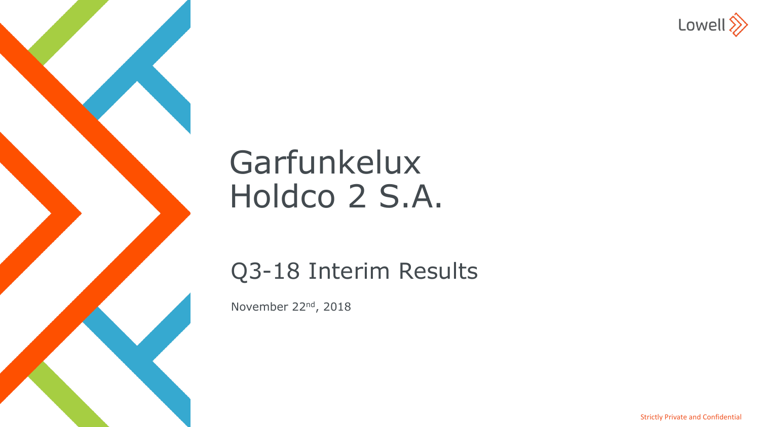Lowell

# Garfunkelux Holdco 2 S.A.

## Q3-18 Interim Results

November 22nd, 2018

Strictly Private and Confidential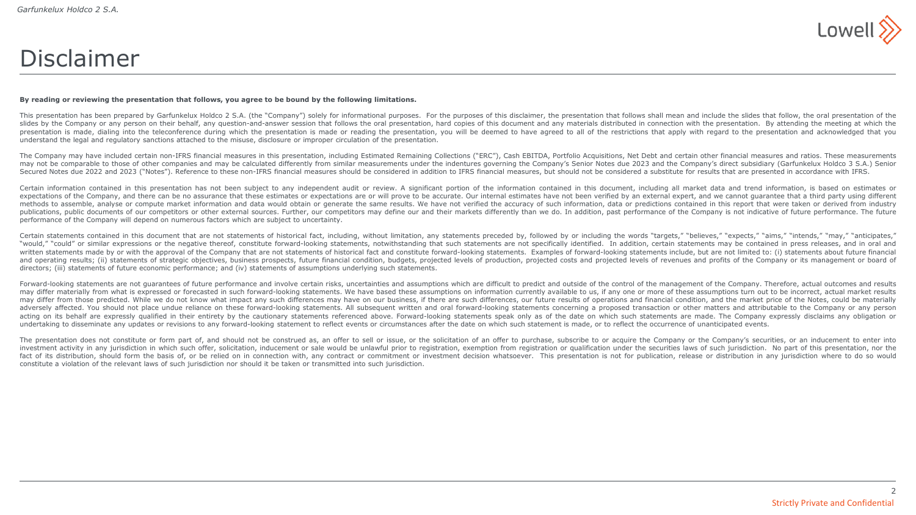# Disclaimer

**By reading or reviewing the presentation that follows, you agree to be bound by the following limitations.**

This presentation has been prepared by Garfunkelux Holdco 2 S.A. (the "Company") solely for informational purposes. For the purposes of this disclaimer, the presentation that follows shall mean and include the slides that follow, the oral presentation of the slides by the Company or any person on their behalf, any question-and-answer session that follows the oral presentation, hard copies of this document and any materials distributed in connection with the presentation. By attending the meeting at which the presentation is made, dialing into the teleconference during which the presentation is made or reading the presentation, you will be deemed to have agreed to all of the restrictions that apply with regard to the presentation and acknowledged that you understand the legal and regulatory sanctions attached to the misuse, disclosure or improper circulation of the presentation.

The Company may have included certain non-IFRS financial measures in this presentation, including Estimated Remaining Collections ("ERC"), Cash EBITDA, Portfolio Acquisitions, Net Debt and certain other financial measures and ratios. These measurements may not be comparable to those of other companies and may be calculated differently from similar measurements under the indentures governing the Company's Senior Notes due 2023 and the Company's direct subsidiary (Garfunkelux Holdco 3 S.A.) Senior Secured Notes due 2022 and 2023 ("Notes"). Reference to these non-IFRS financial measures should be considered in addition to IFRS financial measures, but should not be considered a substitute for results that are presented in accordance with IFRS.

Certain information contained in this presentation has not been subject to any independent audit or review. A significant portion of the information contained in this document, including all market data and trend information, is based on estimates or expectations of the Company, and there can be no assurance that these estimates or expectations are or will prove to be accurate. Our internal estimates have not been verified by an external expert, and we cannot guarantee that a third party using different methods to assemble, analyse or compute market information and data would obtain or generate the same results. We have not verified the accuracy of such information, data or predictions contained in this report that were taken or derived from industry publications, public documents of our competitors or other external sources. Further, our competitors may define our and their markets differently than we do. In addition, past performance of the Company is not indicative of future performance. The future performance of the Company will depend on numerous factors which are subject to uncertainty.

Certain statements contained in this document that are not statements of historical fact, including, without limitation, any statements preceded by, followed by or including the words "targets," "believes," "expects," "aims," "intends," "may," "anticipates," "would," "could" or similar expressions or the negative thereof, constitute forward-looking statements, notwithstanding that such statements are not specifically identified. In addition, certain statements may be contained in press releases, and in oral and written statements made by or with the approval of the Company that are not statements of historical fact and constitute forward-looking statements. Examples of forward-looking statements include, but are not limited to: (i) statements about future financial and operating results; (ii) statements of strategic objectives, business prospects, future financial condition, budgets, projected levels of production, projected costs and projected levels of revenues and profits of the Company or its management or board of directors; (iii) statements of future economic performance; and (iv) statements of assumptions underlying such statements.

Forward-looking statements are not guarantees of future performance and involve certain risks, uncertainties and assumptions which are difficult to predict and outside of the control of the management of the Company. Therefore, actual outcomes and results may differ materially from what is expressed or forecasted in such forward-looking statements. We have based these assumptions on information currently available to us, if any one or more of these assumptions turn out to be incorrect, actual market results may differ from those predicted. While we do not know what impact any such differences may have on our business, if there are such differences, our future results of operations and financial condition, and the market price of the Notes, could be materially adversely affected. You should not place undue reliance on these forward-looking statements. All subsequent written and oral forward-looking statements concerning a proposed transaction or other matters and attributable to the Company or any person acting on its behalf are expressly qualified in their entirety by the cautionary statements referenced above. Forward-looking statements speak only as of the date on which such statements are made. The Company expressly disclaims any obligation or undertaking to disseminate any updates or revisions to any forward-looking statement to reflect events or circumstances after the date on which such statement is made, or to reflect the occurrence of unanticipated events.

The presentation does not constitute or form part of, and should not be construed as, an offer to sell or issue, or the solicitation of an offer to purchase, subscribe to or acquire the Company or the Company's securities, or an inducement to enter into investment activity in any jurisdiction in which such offer, solicitation, inducement or sale would be unlawful prior to registration, exemption from registration or qualification under the securities laws of such jurisdiction. No part of this presentation, nor the fact of its distribution, should form the basis of, or be relied on in connection with, any contract or commitment or investment decision whatsoever. This presentation is not for publication, release or distribution in any jurisdiction where to do so would constitute a violation of the relevant laws of such jurisdiction nor should it be taken or transmitted into such jurisdiction.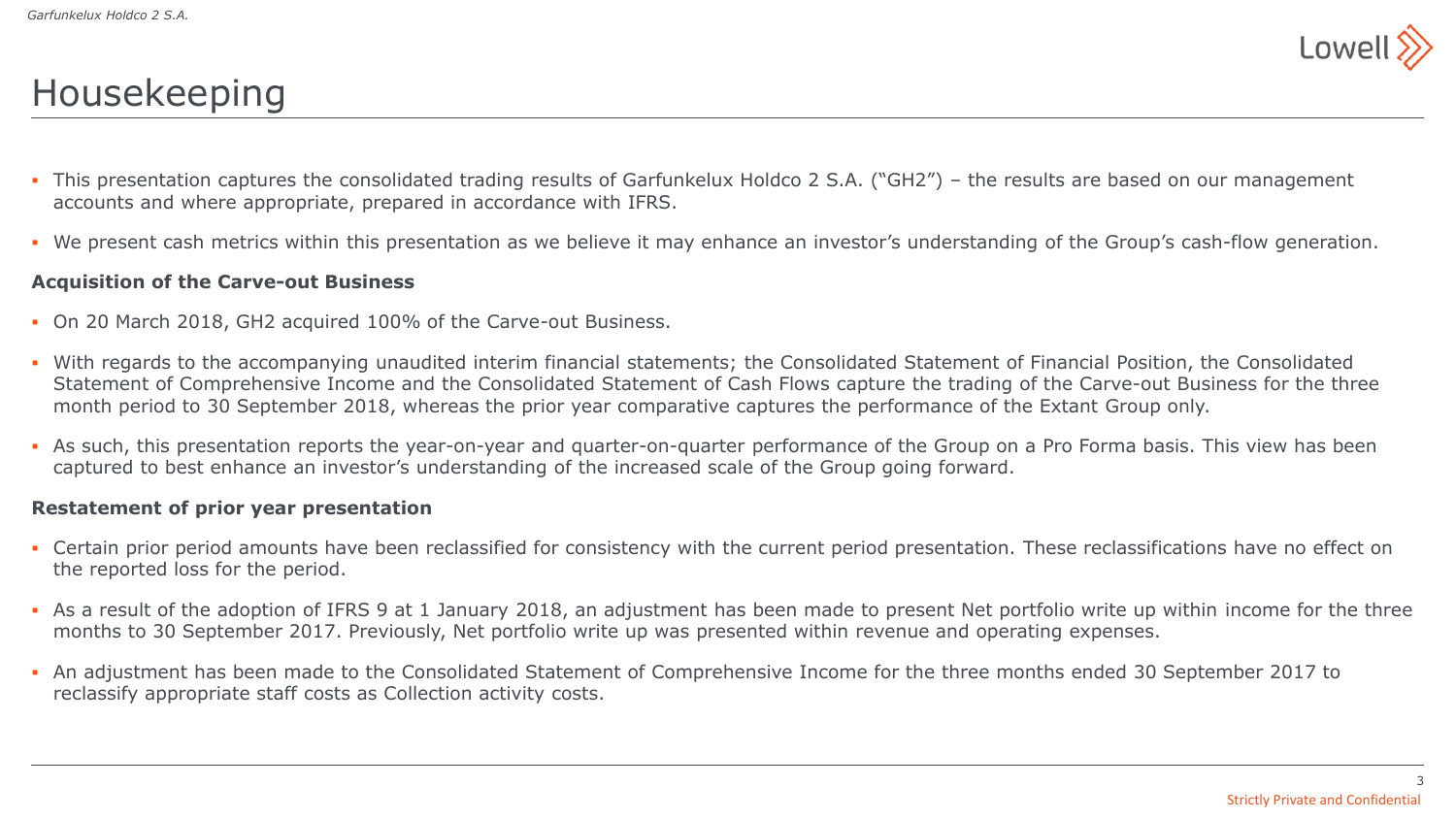# Housekeeping

- This presentation captures the consolidated trading results of Garfunkelux Holdco 2 S.A. ("GH2") – the results are based on our management accounts and where appropriate, prepared in accordance with IFRS.
- We present cash metrics within this presentation as we believe it may enhance an investor's understanding of the Group's cash-flow generation.

**Acquisition of the Carve-out Business**

- On 20 March 2018, GH2 acquired 100% of the Carve-out Business.
- With regards to the accompanying unaudited interim financial statements; the Consolidated Statement of Financial Position, the Consolidated Statement of Comprehensive Income and the Consolidated Statement of Cash Flows capture the trading of the Carve-out Business for the three month period to 30 September 2018, whereas the prior year comparative captures the performance of the Extant Group only.
- As such, this presentation reports the year-on-year and quarter-on-quarter performance of the Group on a Pro Forma basis. This view has been captured to best enhance an investor's understanding of the increased scale of the Group going forward.

**Restatement of prior year presentation**

- Certain prior period amounts have been reclassified for consistency with the current period presentation. These reclassifications have no effect on the reported loss for the period.
- As a result of the adoption of IFRS 9 at 1 January 2018, an adjustment has been made to present Net portfolio write up within income for the three months to 30 September 2017. Previously, Net portfolio write up was presented within revenue and operating expenses.
- An adjustment has been made to the Consolidated Statement of Comprehensive Income for the three months ended 30 September 2017 to reclassify appropriate staff costs as Collection activity costs.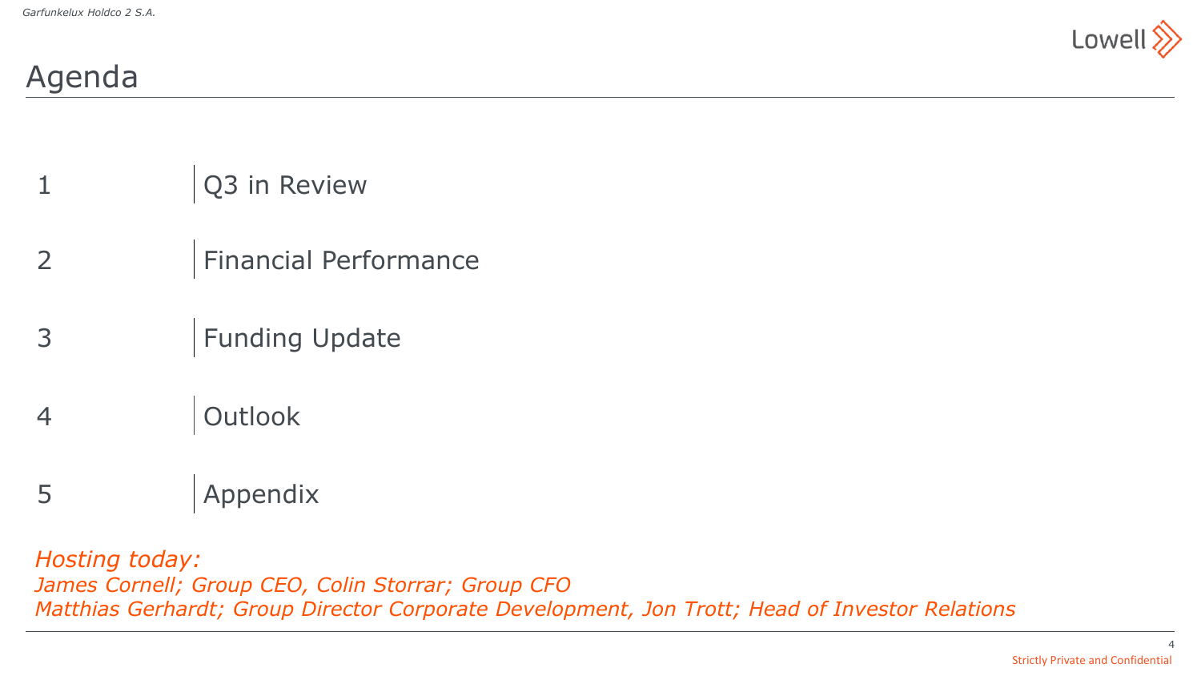# Agenda

1. Q3 in Review
2. Financial Performance
3. Funding Update
4. Outlook
5. Appendix

*Hosting today:*
*James Cornell; Group CEO, Colin Storrar; Group CFO*
*Matthias Gerhardt; Group Director Corporate Development, Jon Trott; Head of Investor Relations*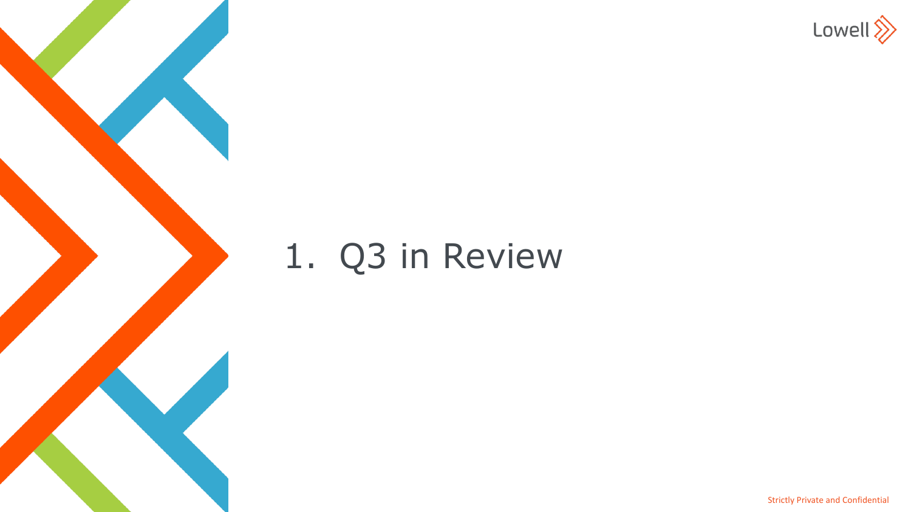# 1. Q3 in Review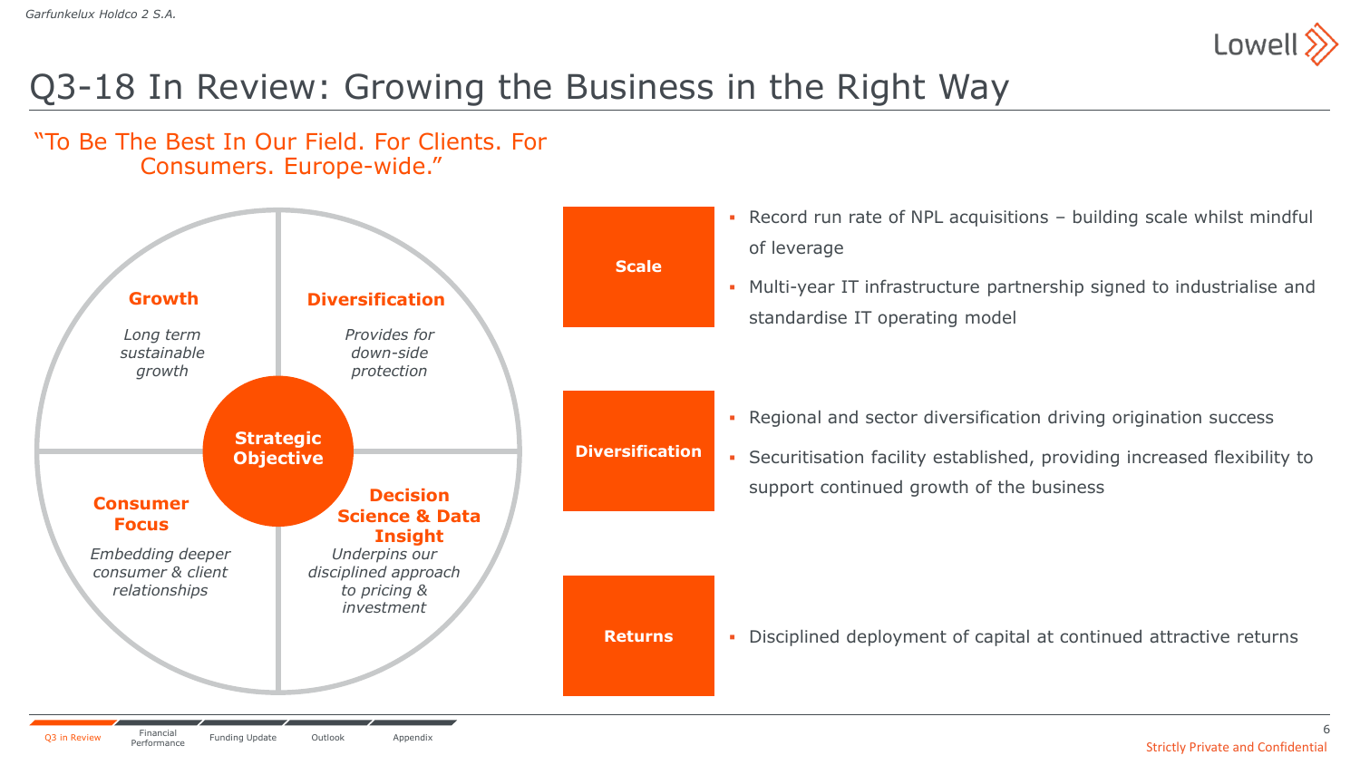# Q3-18 In Review: Growing the Business in the Right Way

"To Be The Best In Our Field. For Clients. For Consumers. Europe-wide."

**Strategic Objective**

**Growth**
*Long term sustainable growth*

**Diversification**
*Provides for down-side protection*

**Consumer Focus**
*Embedding deeper consumer & client relationships*

**Decision Science & Data Insight**
*Underpins our disciplined approach to pricing & investment*

**Scale**

- Record run rate of NPL acquisitions – building scale whilst mindful of leverage
- Multi-year IT infrastructure partnership signed to industrialise and standardise IT operating model

**Diversification**

- Regional and sector diversification driving origination success
- Securitisation facility established, providing increased flexibility to support continued growth of the business

**Returns**

- Disciplined deployment of capital at continued attractive returns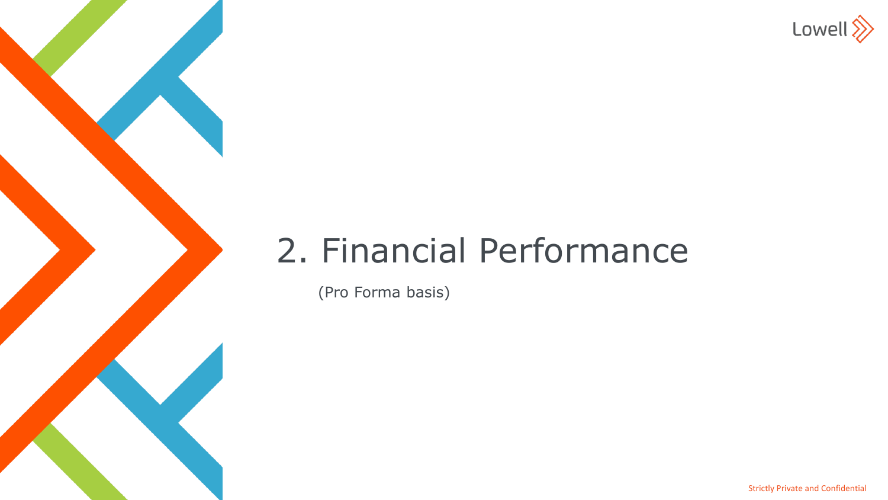# 2. Financial Performance

(Pro Forma basis)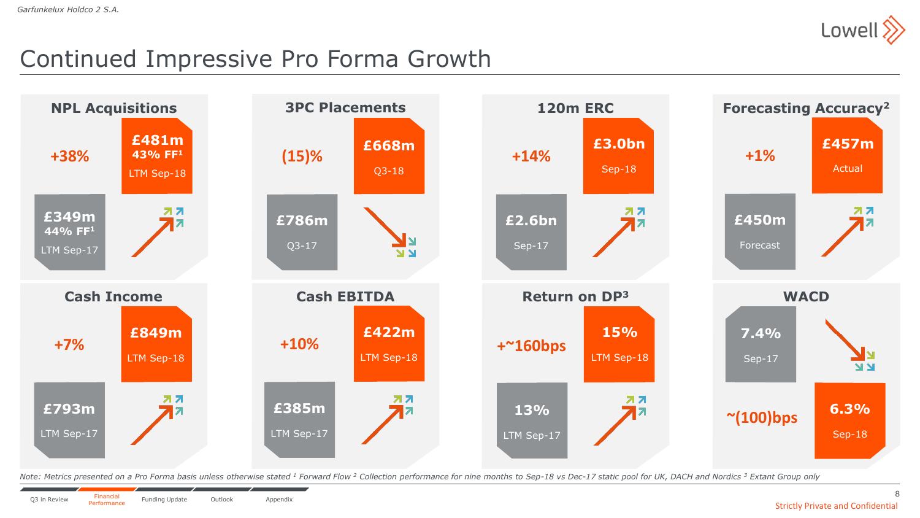# Continued Impressive Pro Forma Growth

### NPL Acquisitions

+38%

| | Value |
|---|---|
| LTM Sep-17 | £349m (44% FF[1]) |
| LTM Sep-18 | £481m (43% FF[1]) |

### 3PC Placements

(15)%

| | Value |
|---|---|
| Q3-17 | £786m |
| Q3-18 | £668m |

### 120m ERC

+14%

| | Value |
|---|---|
| Sep-17 | £2.6bn |
| Sep-18 | £3.0bn |

### Forecasting Accuracy[2]

+1%

| | Value |
|---|---|
| Forecast | £450m |
| Actual | £457m |

### Cash Income

+7%

| | Value |
|---|---|
| LTM Sep-17 | £793m |
| LTM Sep-18 | £849m |

### Cash EBITDA

+10%

| | Value |
|---|---|
| LTM Sep-17 | £385m |
| LTM Sep-18 | £422m |

### Return on DP[3]

+~160bps

| | Value |
|---|---|
| LTM Sep-17 | 13% |
| LTM Sep-18 | 15% |

### WACD

~(100)bps

| | Value |
|---|---|
| Sep-17 | 7.4% |
| Sep-18 | 6.3% |

*Note: Metrics presented on a Pro Forma basis unless otherwise stated [1] Forward Flow [2] Collection performance for nine months to Sep-18 vs Dec-17 static pool for UK, DACH and Nordics [3] Extant Group only*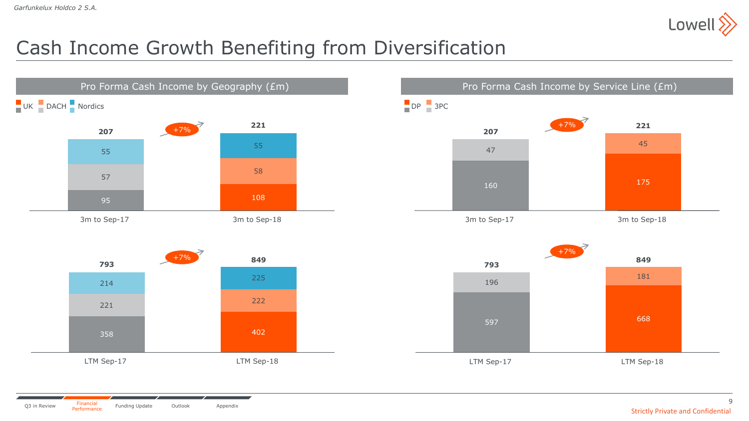# Cash Income Growth Benefiting from Diversification

## Pro Forma Cash Income by Geography (£m)

| | 3m to Sep-17 | 3m to Sep-18 |
|---|---|---|
| UK | 95 | 108 |
| DACH | 57 | 58 |
| Nordics | 55 | 55 |
| **Total** | **207** | **221** |

+7%

| | LTM Sep-17 | LTM Sep-18 |
|---|---|---|
| UK | 358 | 402 |
| DACH | 221 | 222 |
| Nordics | 214 | 225 |
| **Total** | **793** | **849** |

+7%

## Pro Forma Cash Income by Service Line (£m)

| | 3m to Sep-17 | 3m to Sep-18 |
|---|---|---|
| DP | 160 | 175 |
| 3PC | 47 | 45 |
| **Total** | **207** | **221** |

+7%

| | LTM Sep-17 | LTM Sep-18 |
|---|---|---|
| DP | 597 | 668 |
| 3PC | 196 | 181 |
| **Total** | **793** | **849** |

+7%

Strictly Private and Confidential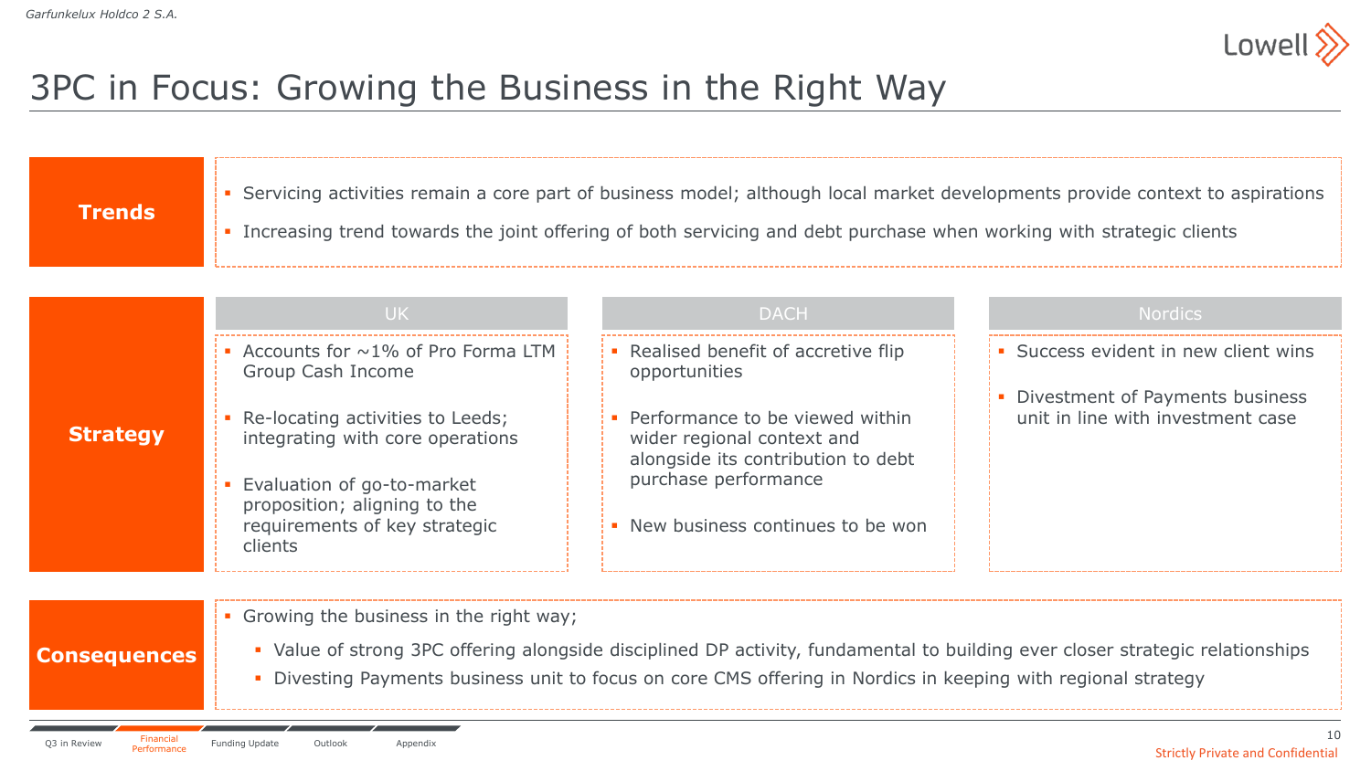# 3PC in Focus: Growing the Business in the Right Way

## Trends

- Servicing activities remain a core part of business model; although local market developments provide context to aspirations
- Increasing trend towards the joint offering of both servicing and debt purchase when working with strategic clients

## Strategy

### UK

- Accounts for ~1% of Pro Forma LTM Group Cash Income
- Re-locating activities to Leeds; integrating with core operations
- Evaluation of go-to-market proposition; aligning to the requirements of key strategic clients

### DACH

- Realised benefit of accretive flip opportunities
- Performance to be viewed within wider regional context and alongside its contribution to debt purchase performance
- New business continues to be won

### Nordics

- Success evident in new client wins
- Divestment of Payments business unit in line with investment case

## Consequences

- Growing the business in the right way;
  - Value of strong 3PC offering alongside disciplined DP activity, fundamental to building ever closer strategic relationships
  - Divesting Payments business unit to focus on core CMS offering in Nordics in keeping with regional strategy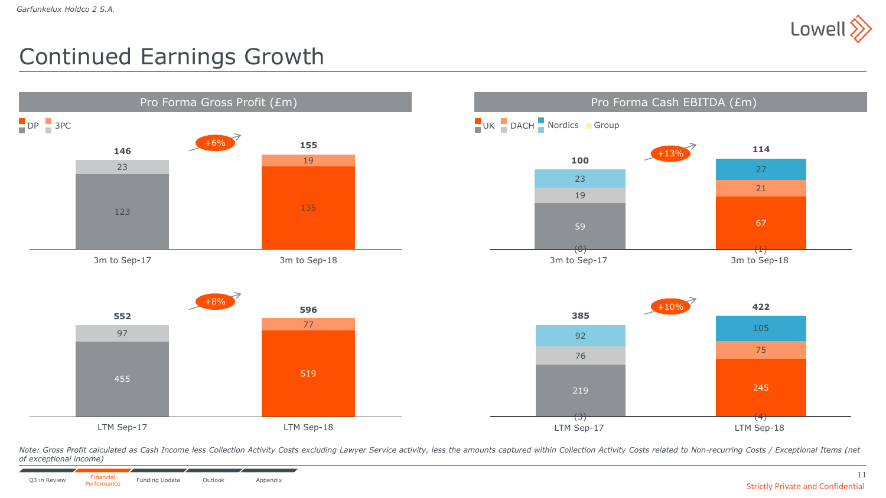# Continued Earnings Growth

## Pro Forma Gross Profit (£m)

Legend: DP, 3PC

| | 3m to Sep-17 | 3m to Sep-18 |
|---|---|---|
| DP | 123 | 135 |
| 3PC | 23 | 19 |
| **Total** | **146** | **155** |

+6%

| | LTM Sep-17 | LTM Sep-18 |
|---|---|---|
| DP | 455 | 519 |
| 3PC | 97 | 77 |
| **Total** | **552** | **596** |

+8%

## Pro Forma Cash EBITDA (£m)

Legend: UK, DACH, Nordics, Group

| | 3m to Sep-17 | 3m to Sep-18 |
|---|---|---|
| UK | 59 | 67 |
| DACH | 19 | 21 |
| Nordics | 23 | 27 |
| Group | (0) | (1) |
| **Total** | **100** | **114** |

+13%

| | LTM Sep-17 | LTM Sep-18 |
|---|---|---|
| UK | 219 | 245 |
| DACH | 76 | 75 |
| Nordics | 92 | 105 |
| Group | (3) | (4) |
| **Total** | **385** | **422** |

+10%

*Note: Gross Profit calculated as Cash Income less Collection Activity Costs excluding Lawyer Service activity, less the amounts captured within Collection Activity Costs related to Non-recurring Costs / Exceptional Items (net of exceptional income)*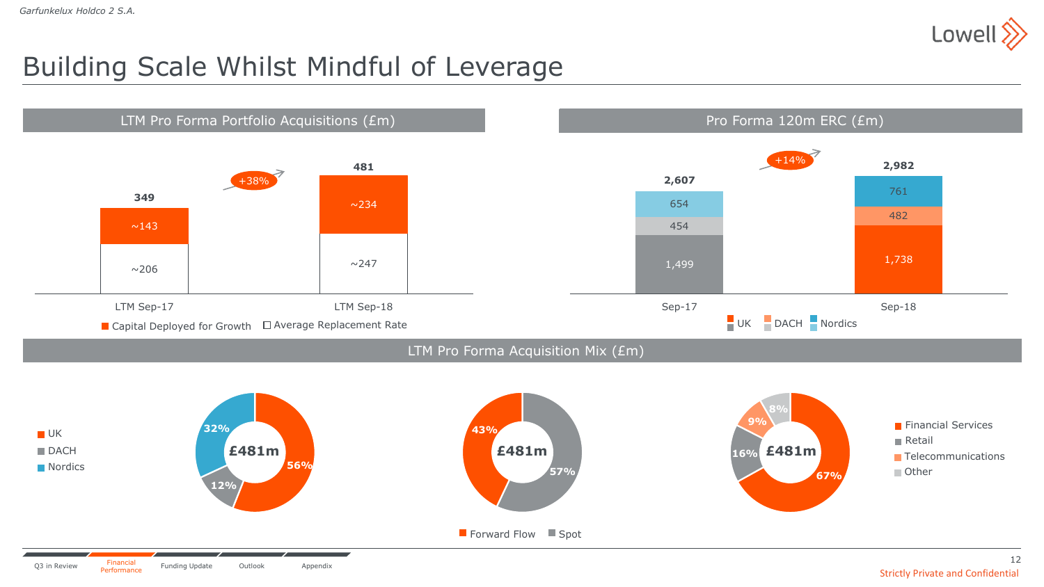# Building Scale Whilst Mindful of Leverage

## LTM Pro Forma Portfolio Acquisitions (£m)

| | LTM Sep-17 | LTM Sep-18 |
|---|---|---|
| Capital Deployed for Growth | ~143 | ~234 |
| Average Replacement Rate | ~206 | ~247 |
| Total | 349 | 481 |

+38%

## Pro Forma 120m ERC (£m)

| | Sep-17 | Sep-18 |
|---|---|---|
| UK | 1,499 | 1,738 |
| DACH | 454 | 482 |
| Nordics | 654 | 761 |
| Total | 2,607 | 2,982 |

+14%

## LTM Pro Forma Acquisition Mix (£m)

**£481m by geography**

| Region | Share |
|---|---|
| UK | 56% |
| DACH | 12% |
| Nordics | 32% |

**£481m by purchase type**

| Type | Share |
|---|---|
| Forward Flow | 43% |
| Spot | 57% |

**£481m by sector**

| Sector | Share |
|---|---|
| Financial Services | 67% |
| Retail | 16% |
| Telecommunications | 9% |
| Other | 8% |

Q3 in Review | Financial Performance | Funding Update | Outlook | Appendix

Strictly Private and Confidential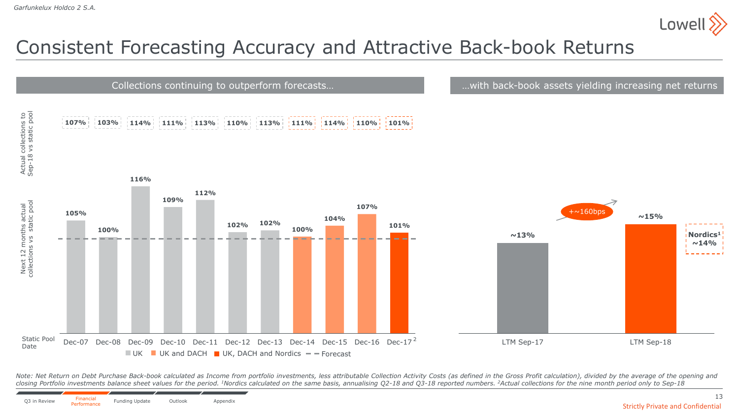# Consistent Forecasting Accuracy and Attractive Back-book Returns

## Collections continuing to outperform forecasts…

| Static Pool Date | Dec-07 | Dec-08 | Dec-09 | Dec-10 | Dec-11 | Dec-12 | Dec-13 | Dec-14 | Dec-15 | Dec-16 | Dec-17[2] |
|---|---|---|---|---|---|---|---|---|---|---|---|
| Actual collections to Sep-18 vs static pool | 107% | 103% | 114% | 111% | 113% | 110% | 113% | 111% | 114% | 110% | 101% |
| Next 12 months actual collections vs static pool | 105% | 100% | 116% | 109% | 112% | 102% | 102% | 100% | 104% | 107% | 101% |

UK: Dec-07 to Dec-13; UK and DACH: Dec-14 to Dec-16; UK, DACH and Nordics: Dec-17; - - Forecast

## …with back-book assets yielding increasing net returns

| | LTM Sep-17 | LTM Sep-18 |
|---|---|---|
| Net return | ~13% | ~15% |

+~160bps

Nordics[1] ~14%

*Note: Net Return on Debt Purchase Back-book calculated as Income from portfolio investments, less attributable Collection Activity Costs (as defined in the Gross Profit calculation), divided by the average of the opening and closing Portfolio investments balance sheet values for the period. [1]Nordics calculated on the same basis, annualising Q2-18 and Q3-18 reported numbers. [2]Actual collections for the nine month period only to Sep-18*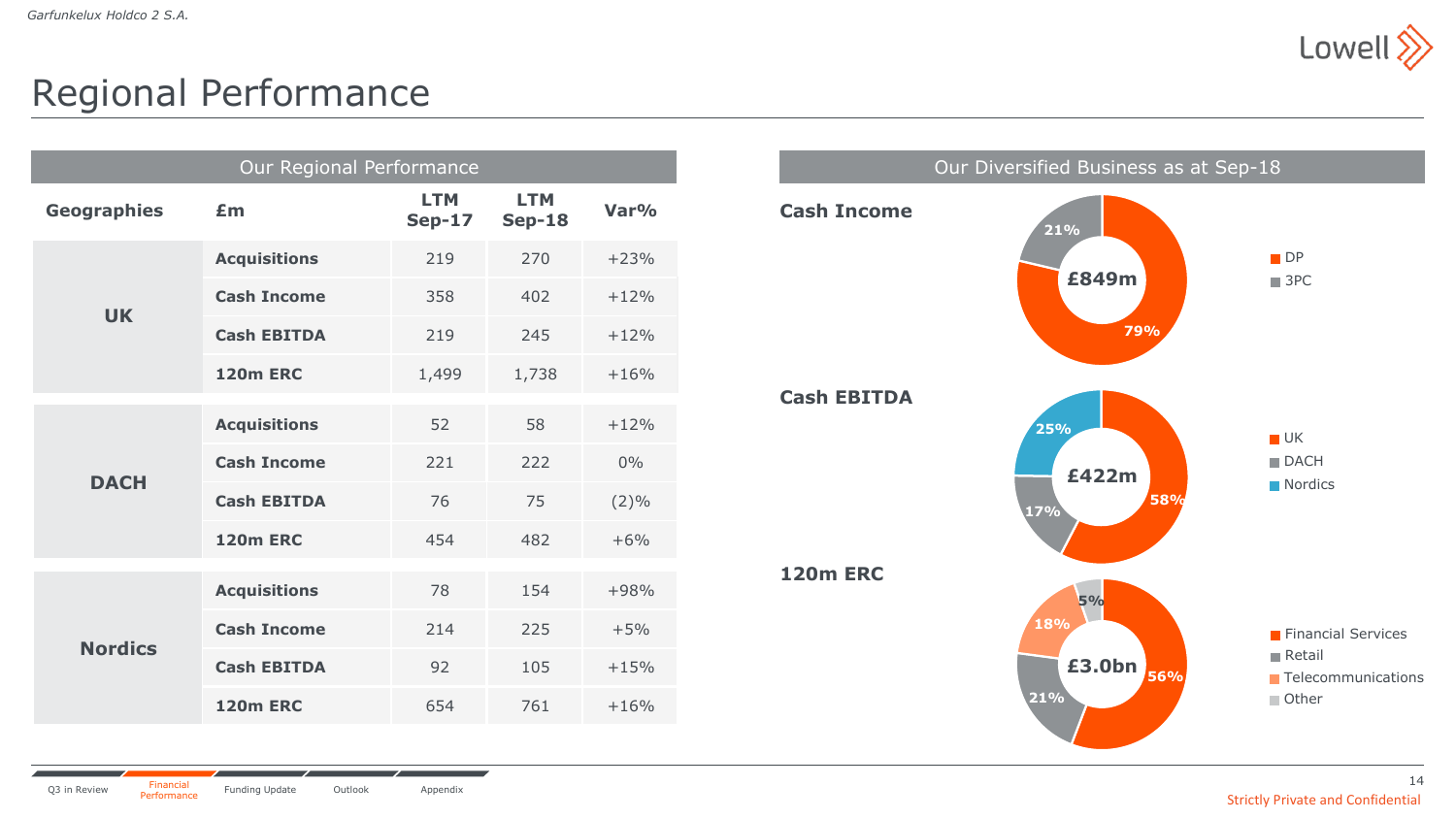# Regional Performance

## Our Regional Performance

| Geographies | £m | LTM Sep-17 | LTM Sep-18 | Var% |
|---|---|---|---|---|
| UK | **Acquisitions** | 219 | 270 | +23% |
| | **Cash Income** | 358 | 402 | +12% |
| | **Cash EBITDA** | 219 | 245 | +12% |
| | **120m ERC** | 1,499 | 1,738 | +16% |
| DACH | **Acquisitions** | 52 | 58 | +12% |
| | **Cash Income** | 221 | 222 | 0% |
| | **Cash EBITDA** | 76 | 75 | (2)% |
| | **120m ERC** | 454 | 482 | +6% |
| Nordics | **Acquisitions** | 78 | 154 | +98% |
| | **Cash Income** | 214 | 225 | +5% |
| | **Cash EBITDA** | 92 | 105 | +15% |
| | **120m ERC** | 654 | 761 | +16% |

## Our Diversified Business as at Sep-18

**Cash Income** – £849m

- DP: 79%
- 3PC: 21%

**Cash EBITDA** – £422m

- UK: 58%
- DACH: 17%
- Nordics: 25%

**120m ERC** – £3.0bn

- Financial Services: 56%
- Retail: 21%
- Telecommunications: 18%
- Other: 5%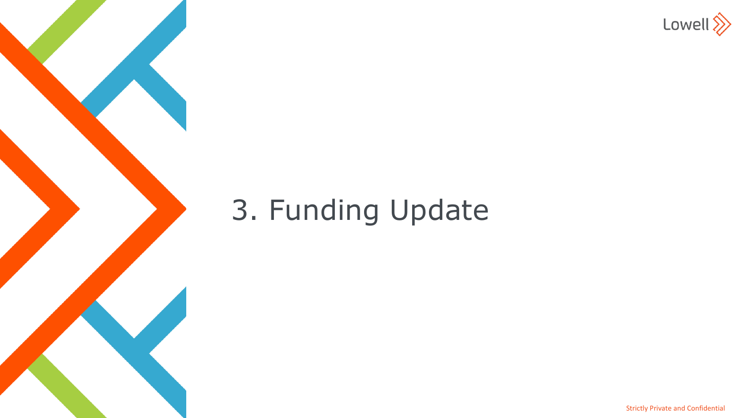# 3. Funding Update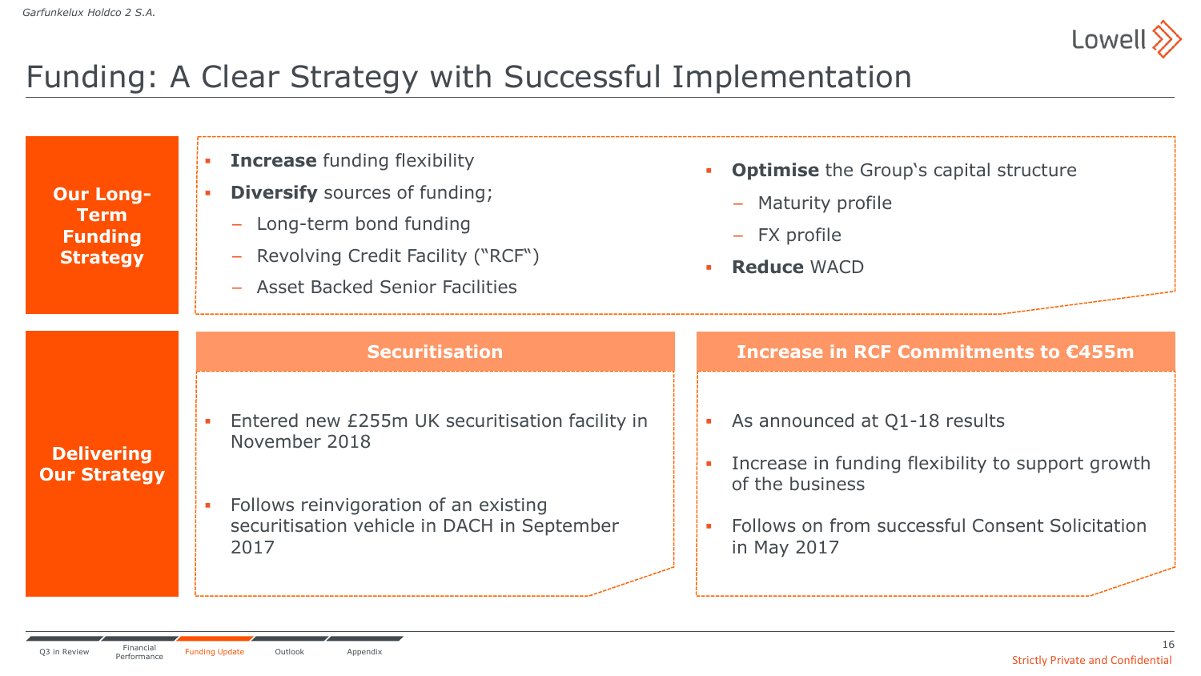# Funding: A Clear Strategy with Successful Implementation

## Our Long-Term Funding Strategy

- **Increase** funding flexibility
- **Diversify** sources of funding;
  - Long-term bond funding
  - Revolving Credit Facility ("RCF")
  - Asset Backed Senior Facilities
- **Optimise** the Group's capital structure
  - Maturity profile
  - FX profile
- **Reduce** WACD

## Delivering Our Strategy

### Securitisation

- Entered new £255m UK securitisation facility in November 2018
- Follows reinvigoration of an existing securitisation vehicle in DACH in September 2017

### Increase in RCF Commitments to €455m

- As announced at Q1-18 results
- Increase in funding flexibility to support growth of the business
- Follows on from successful Consent Solicitation in May 2017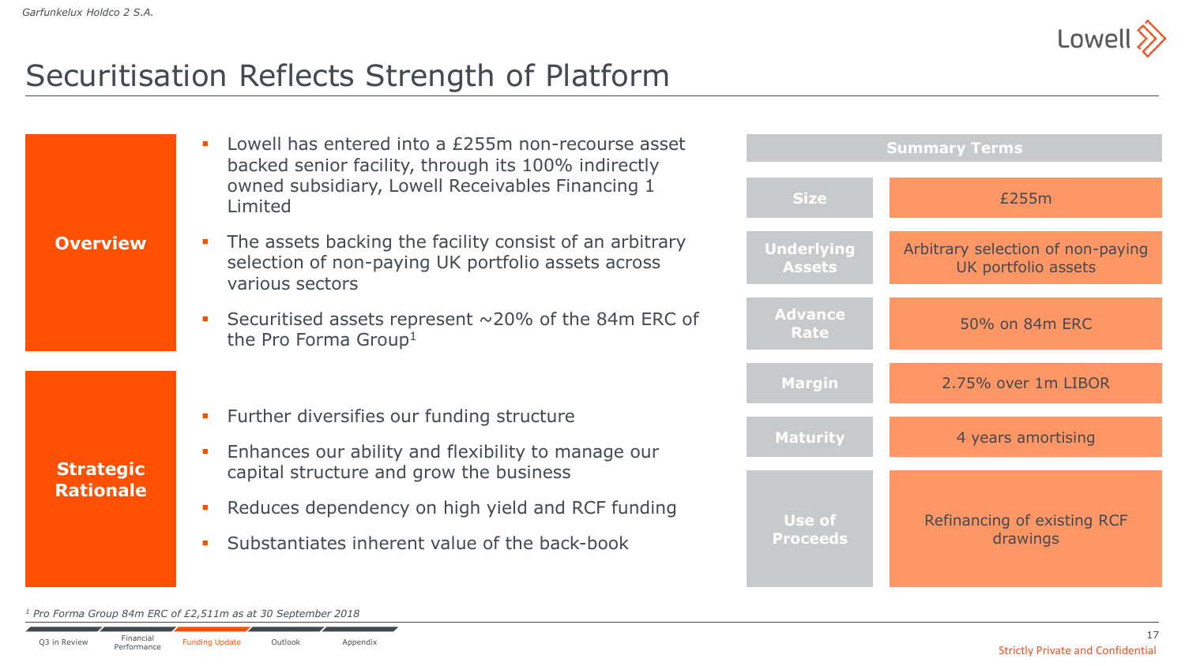# Securitisation Reflects Strength of Platform

**Overview**

- Lowell has entered into a £255m non-recourse asset backed senior facility, through its 100% indirectly owned subsidiary, Lowell Receivables Financing 1 Limited
- The assets backing the facility consist of an arbitrary selection of non-paying UK portfolio assets across various sectors
- Securitised assets represent ~20% of the 84m ERC of the Pro Forma Group[1]

**Strategic Rationale**

- Further diversifies our funding structure
- Enhances our ability and flexibility to manage our capital structure and grow the business
- Reduces dependency on high yield and RCF funding
- Substantiates inherent value of the back-book

| Summary Terms | |
|---|---|
| Size | £255m |
| Underlying Assets | Arbitrary selection of non-paying UK portfolio assets |
| Advance Rate | 50% on 84m ERC |
| Margin | 2.75% over 1m LIBOR |
| Maturity | 4 years amortising |
| Use of Proceeds | Refinancing of existing RCF drawings |

*[1] Pro Forma Group 84m ERC of £2,511m as at 30 September 2018*

Strictly Private and Confidential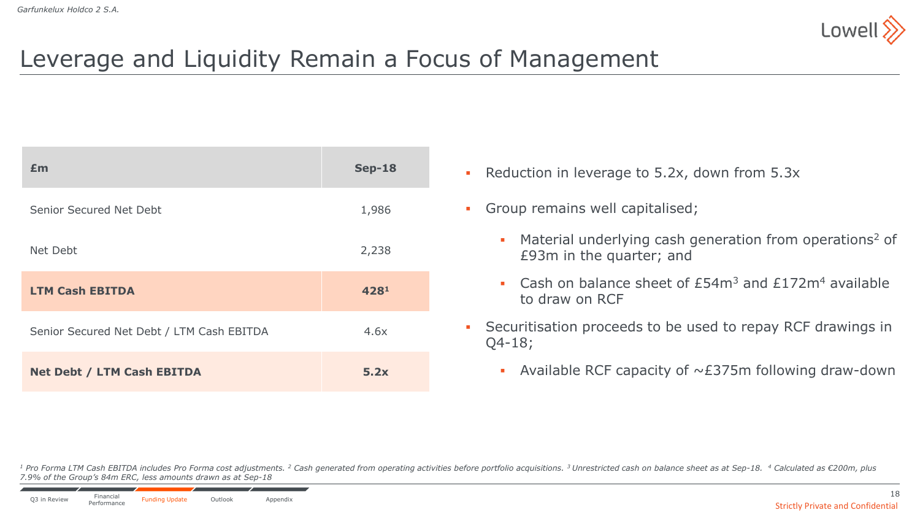# Leverage and Liquidity Remain a Focus of Management

| £m | Sep-18 |
|---|---|
| Senior Secured Net Debt | 1,986 |
| Net Debt | 2,238 |
| **LTM Cash EBITDA** | **428[1]** |
| Senior Secured Net Debt / LTM Cash EBITDA | 4.6x |
| **Net Debt / LTM Cash EBITDA** | **5.2x** |

- Reduction in leverage to 5.2x, down from 5.3x
- Group remains well capitalised;
  - Material underlying cash generation from operations[2] of £93m in the quarter; and
  - Cash on balance sheet of £54m[3] and £172m[4] available to draw on RCF
- Securitisation proceeds to be used to repay RCF drawings in Q4-18;
  - Available RCF capacity of ~£375m following draw-down

*[1] Pro Forma LTM Cash EBITDA includes Pro Forma cost adjustments. [2] Cash generated from operating activities before portfolio acquisitions. [3] Unrestricted cash on balance sheet as at Sep-18. [4] Calculated as €200m, plus 7.9% of the Group's 84m ERC, less amounts drawn as at Sep-18*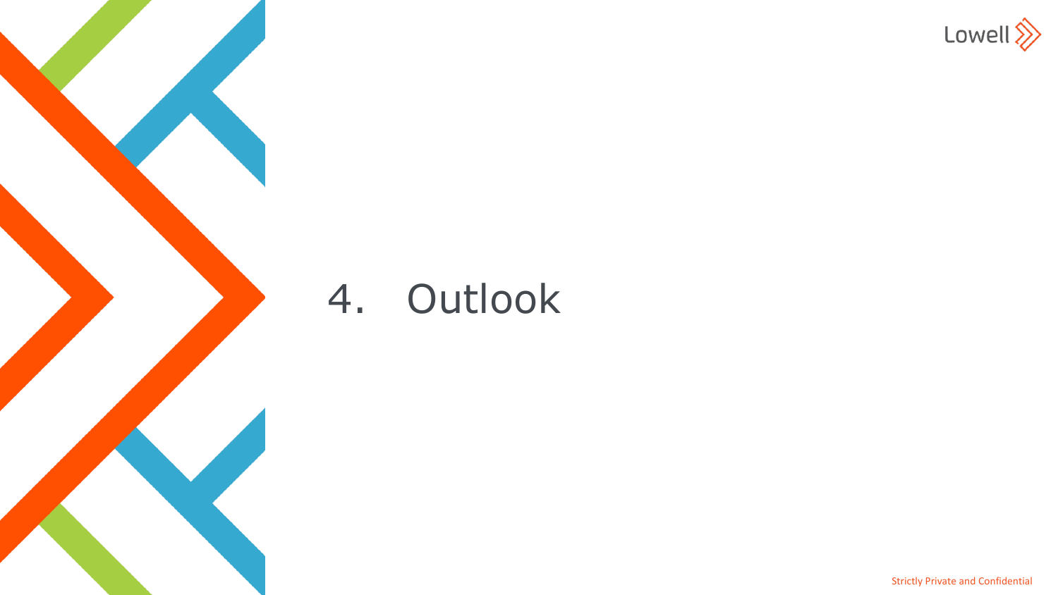# 4. Outlook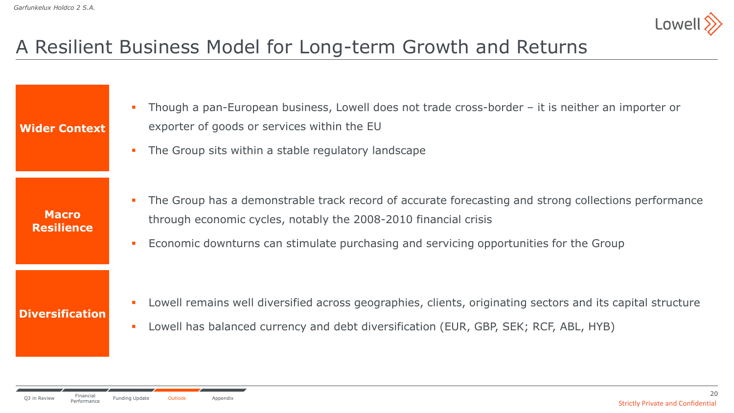# A Resilient Business Model for Long-term Growth and Returns

### Wider Context

- Though a pan-European business, Lowell does not trade cross-border – it is neither an importer or exporter of goods or services within the EU
- The Group sits within a stable regulatory landscape

### Macro Resilience

- The Group has a demonstrable track record of accurate forecasting and strong collections performance through economic cycles, notably the 2008-2010 financial crisis
- Economic downturns can stimulate purchasing and servicing opportunities for the Group

### Diversification

- Lowell remains well diversified across geographies, clients, originating sectors and its capital structure
- Lowell has balanced currency and debt diversification (EUR, GBP, SEK; RCF, ABL, HYB)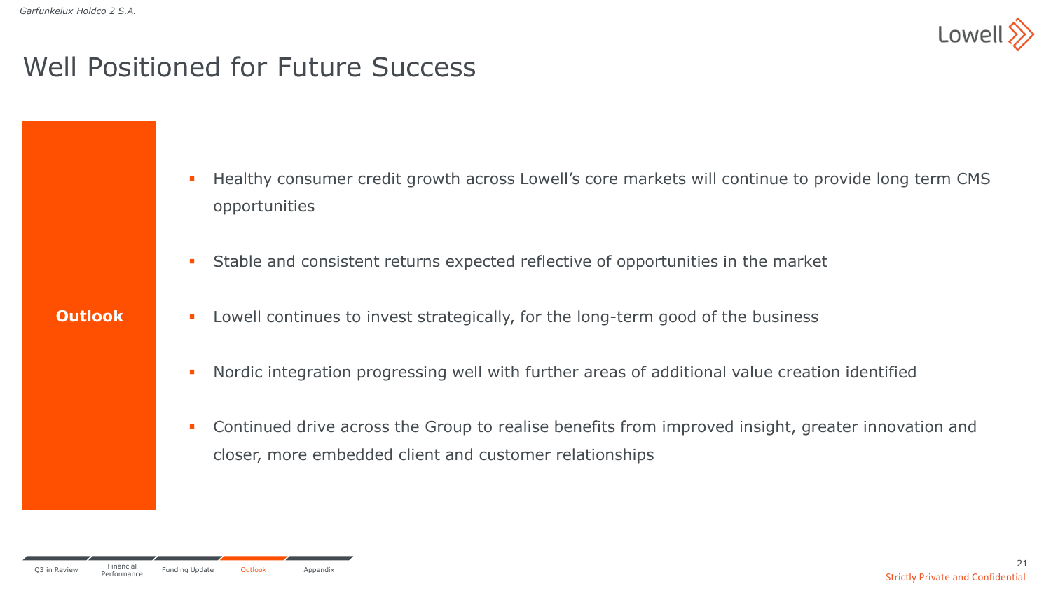# Well Positioned for Future Success

**Outlook**

- Healthy consumer credit growth across Lowell's core markets will continue to provide long term CMS opportunities
- Stable and consistent returns expected reflective of opportunities in the market
- Lowell continues to invest strategically, for the long-term good of the business
- Nordic integration progressing well with further areas of additional value creation identified
- Continued drive across the Group to realise benefits from improved insight, greater innovation and closer, more embedded client and customer relationships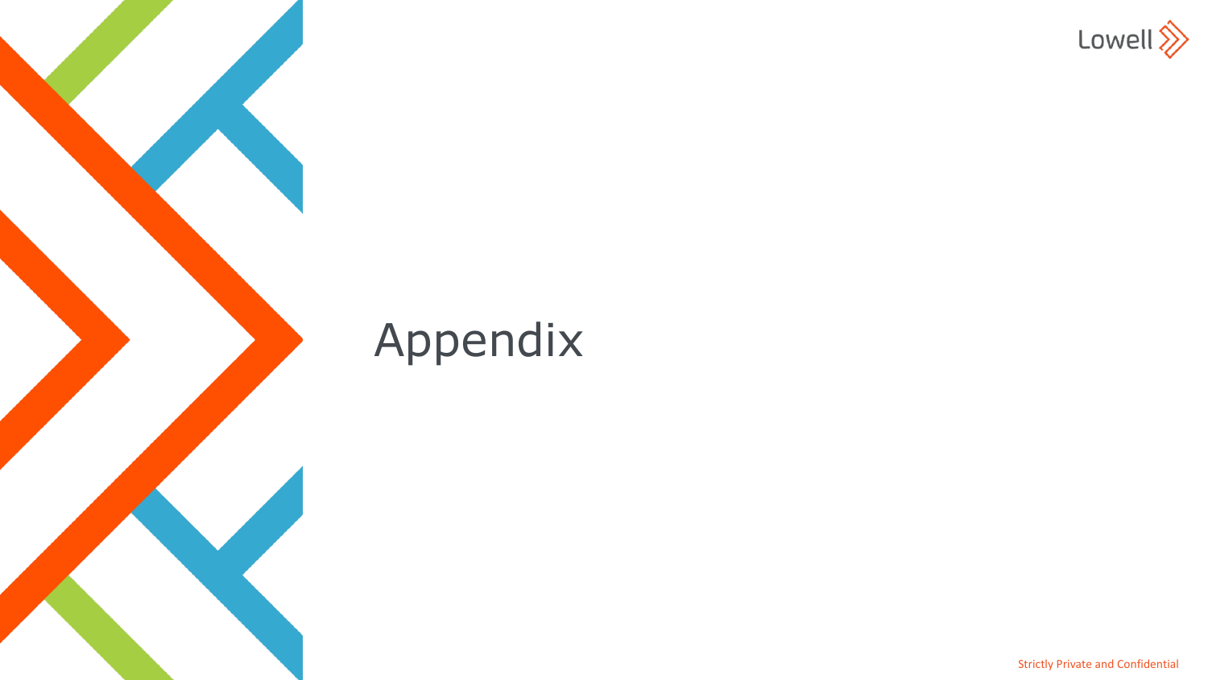# Appendix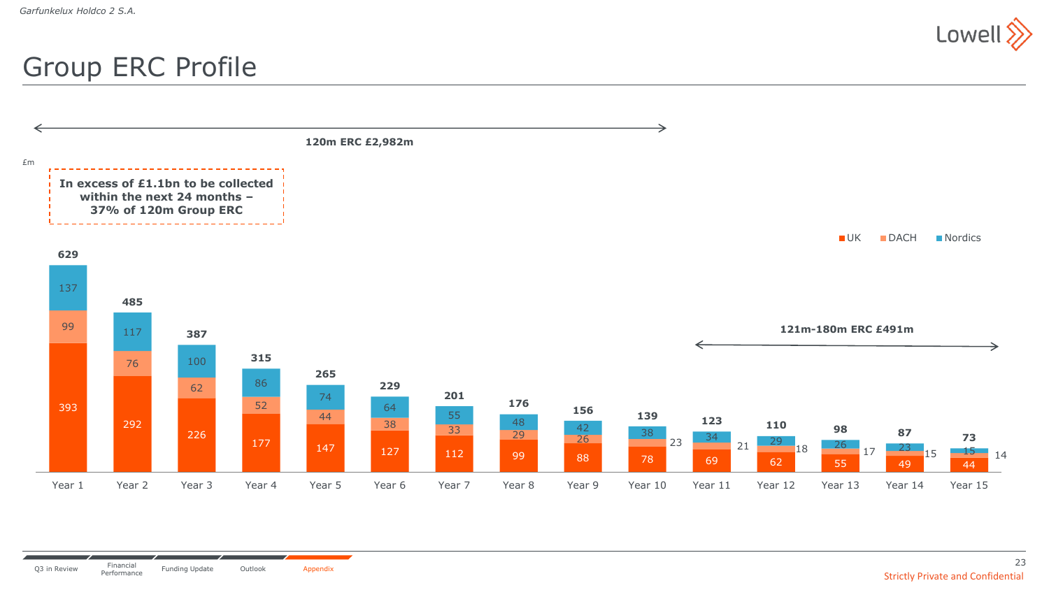# Group ERC Profile

120m ERC £2,982m

£m

**In excess of £1.1bn to be collected within the next 24 months – 37% of 120m Group ERC**

121m-180m ERC £491m

| | UK | DACH | Nordics | Total |
|---|---|---|---|---|
| Year 1 | 393 | 99 | 137 | 629 |
| Year 2 | 292 | 76 | 117 | 485 |
| Year 3 | 226 | 62 | 100 | 387 |
| Year 4 | 177 | 52 | 86 | 315 |
| Year 5 | 147 | 44 | 74 | 265 |
| Year 6 | 127 | 38 | 64 | 229 |
| Year 7 | 112 | 33 | 55 | 201 |
| Year 8 | 99 | 29 | 48 | 176 |
| Year 9 | 88 | 26 | 42 | 156 |
| Year 10 | 78 | 23 | 38 | 139 |
| Year 11 | 69 | 21 | 34 | 123 |
| Year 12 | 62 | 18 | 29 | 110 |
| Year 13 | 55 | 17 | 26 | 98 |
| Year 14 | 49 | 15 | 23 | 87 |
| Year 15 | 44 | 14 | 15 | 73 |

Strictly Private and Confidential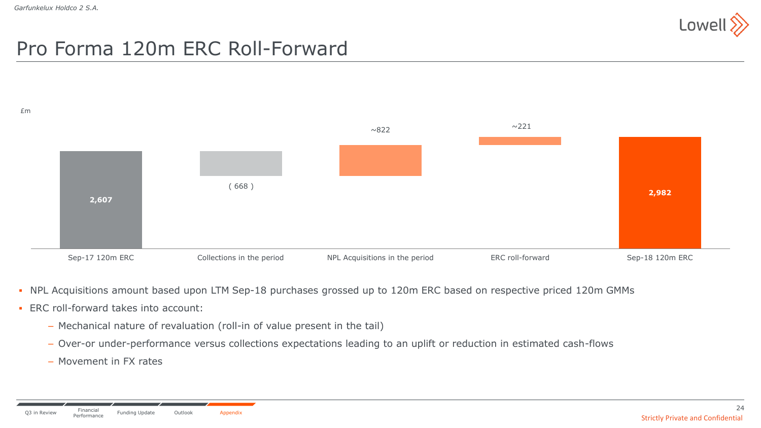# Pro Forma 120m ERC Roll-Forward

£m

| | Sep-17 120m ERC | Collections in the period | NPL Acquisitions in the period | ERC roll-forward | Sep-18 120m ERC |
|---|---|---|---|---|---|
| £m | 2,607 | ( 668 ) | ~822 | ~221 | 2,982 |

- NPL Acquisitions amount based upon LTM Sep-18 purchases grossed up to 120m ERC based on respective priced 120m GMMs
- ERC roll-forward takes into account:
  - Mechanical nature of revaluation (roll-in of value present in the tail)
  - Over-or under-performance versus collections expectations leading to an uplift or reduction in estimated cash-flows
  - Movement in FX rates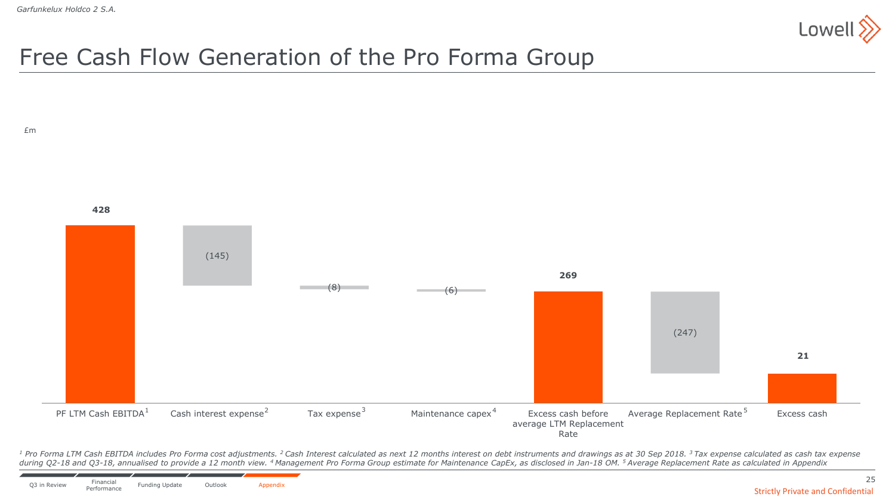# Free Cash Flow Generation of the Pro Forma Group

£m

| | £m |
|---|---|
| PF LTM Cash EBITDA[1] | 428 |
| Cash interest expense[2] | (145) |
| Tax expense[3] | (8) |
| Maintenance capex[4] | (6) |
| Excess cash before average LTM Replacement Rate | 269 |
| Average Replacement Rate[5] | (247) |
| Excess cash | 21 |

[1] Pro Forma LTM Cash EBITDA includes Pro Forma cost adjustments. [2] Cash Interest calculated as next 12 months interest on debt instruments and drawings as at 30 Sep 2018. [3] Tax expense calculated as cash tax expense during Q2-18 and Q3-18, annualised to provide a 12 month view. [4] Management Pro Forma Group estimate for Maintenance CapEx, as disclosed in Jan-18 OM. [5] Average Replacement Rate as calculated in Appendix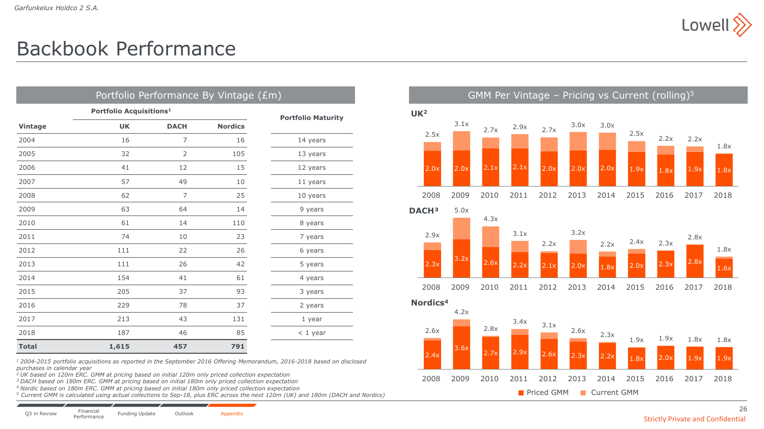# Backbook Performance

## Portfolio Performance By Vintage (£m)

| Vintage | Portfolio Acquisitions[1] UK | DACH | Nordics | Portfolio Maturity |
|---|---|---|---|---|
| 2004 | 16 | 7 | 16 | 14 years |
| 2005 | 32 | 2 | 105 | 13 years |
| 2006 | 41 | 12 | 15 | 12 years |
| 2007 | 57 | 49 | 10 | 11 years |
| 2008 | 62 | 7 | 25 | 10 years |
| 2009 | 63 | 64 | 14 | 9 years |
| 2010 | 61 | 14 | 110 | 8 years |
| 2011 | 74 | 10 | 23 | 7 years |
| 2012 | 111 | 22 | 26 | 6 years |
| 2013 | 111 | 26 | 42 | 5 years |
| 2014 | 154 | 41 | 61 | 4 years |
| 2015 | 205 | 37 | 93 | 3 years |
| 2016 | 229 | 78 | 37 | 2 years |
| 2017 | 213 | 43 | 131 | 1 year |
| 2018 | 187 | 46 | 85 | < 1 year |
| **Total** | **1,615** | **457** | **791** | |

## GMM Per Vintage – Pricing vs Current (rolling)[5]

**UK[2]**

| Vintage | 2008 | 2009 | 2010 | 2011 | 2012 | 2013 | 2014 | 2015 | 2016 | 2017 | 2018 |
|---|---|---|---|---|---|---|---|---|---|---|---|
| Priced GMM | 2.0x | 2.0x | 2.1x | 2.1x | 2.0x | 2.0x | 2.0x | 1.9x | 1.8x | 1.9x | 1.8x |
| Current GMM | 2.5x | 3.1x | 2.7x | 2.9x | 2.7x | 3.0x | 3.0x | 2.5x | 2.2x | 2.2x | 1.8x |

**DACH[3]**

| Vintage | 2008 | 2009 | 2010 | 2011 | 2012 | 2013 | 2014 | 2015 | 2016 | 2017 | 2018 |
|---|---|---|---|---|---|---|---|---|---|---|---|
| Priced GMM | 2.3x | 3.2x | 2.6x | 2.2x | 2.1x | 2.0x | 1.8x | 2.0x | 2.3x | 2.8x | 1.6x |
| Current GMM | 2.9x | 5.0x | 4.3x | 3.1x | 2.2x | 3.2x | 2.2x | 2.4x | 2.3x | 2.8x | 1.8x |

**Nordics[4]**

| Vintage | 2008 | 2009 | 2010 | 2011 | 2012 | 2013 | 2014 | 2015 | 2016 | 2017 | 2018 |
|---|---|---|---|---|---|---|---|---|---|---|---|
| Priced GMM | 2.4x | 3.6x | 2.7x | 2.9x | 2.6x | 2.3x | 2.2x | 1.8x | 2.0x | 1.9x | 1.9x |
| Current GMM | 2.6x | 4.2x | 2.8x | 3.4x | 3.1x | 2.6x | 2.3x | 1.9x | 1.9x | 1.8x | 1.8x |

[1] 2004-2015 portfolio acquisitions as reported in the September 2016 Offering Memorandum, 2016-2018 based on disclosed purchases in calendar year
[2] UK based on 120m ERC. GMM at pricing based on initial 120m only priced collection expectation
[3] DACH based on 180m ERC. GMM at pricing based on initial 180m only priced collection expectation
[4] Nordic based on 180m ERC. GMM at pricing based on initial 180m only priced collection expectation
[5] Current GMM is calculated using actual collections to Sep-18, plus ERC across the next 120m (UK) and 180m (DACH and Nordics)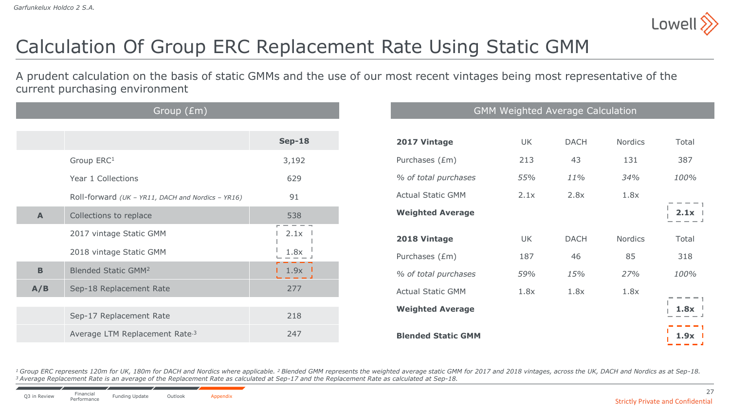# Calculation Of Group ERC Replacement Rate Using Static GMM

A prudent calculation on the basis of static GMMs and the use of our most recent vintages being most representative of the current purchasing environment

| Group (£m) | | |
|---|---|---|
| | | **Sep-18** |
| | Group ERC[1] | 3,192 |
| | Year 1 Collections | 629 |
| | Roll-forward *(UK – YR11, DACH and Nordics – YR16)* | 91 |
| **A** | Collections to replace | 538 |
| | 2017 vintage Static GMM | 2.1x |
| | 2018 vintage Static GMM | 1.8x |
| **B** | Blended Static GMM[2] | 1.9x |
| **A/B** | Sep-18 Replacement Rate | 277 |
| | Sep-17 Replacement Rate | 218 |
| | Average LTM Replacement Rate[3] | 247 |

**GMM Weighted Average Calculation**

| **2017 Vintage** | UK | DACH | Nordics | Total |
|---|---|---|---|---|
| Purchases (£m) | 213 | 43 | 131 | 387 |
| *% of total purchases* | *55%* | *11%* | *34%* | *100%* |
| Actual Static GMM | 2.1x | 2.8x | 1.8x | |
| **Weighted Average** | | | | **2.1x** |

| **2018 Vintage** | UK | DACH | Nordics | Total |
|---|---|---|---|---|
| Purchases (£m) | 187 | 46 | 85 | 318 |
| *% of total purchases* | *59%* | *15%* | *27%* | *100%* |
| Actual Static GMM | 1.8x | 1.8x | 1.8x | |
| **Weighted Average** | | | | **1.8x** |
| **Blended Static GMM** | | | | **1.9x** |

*[1] Group ERC represents 120m for UK, 180m for DACH and Nordics where applicable. [2] Blended GMM represents the weighted average static GMM for 2017 and 2018 vintages, across the UK, DACH and Nordics as at Sep-18.*
*[3] Average Replacement Rate is an average of the Replacement Rate as calculated at Sep-17 and the Replacement Rate as calculated at Sep-18.*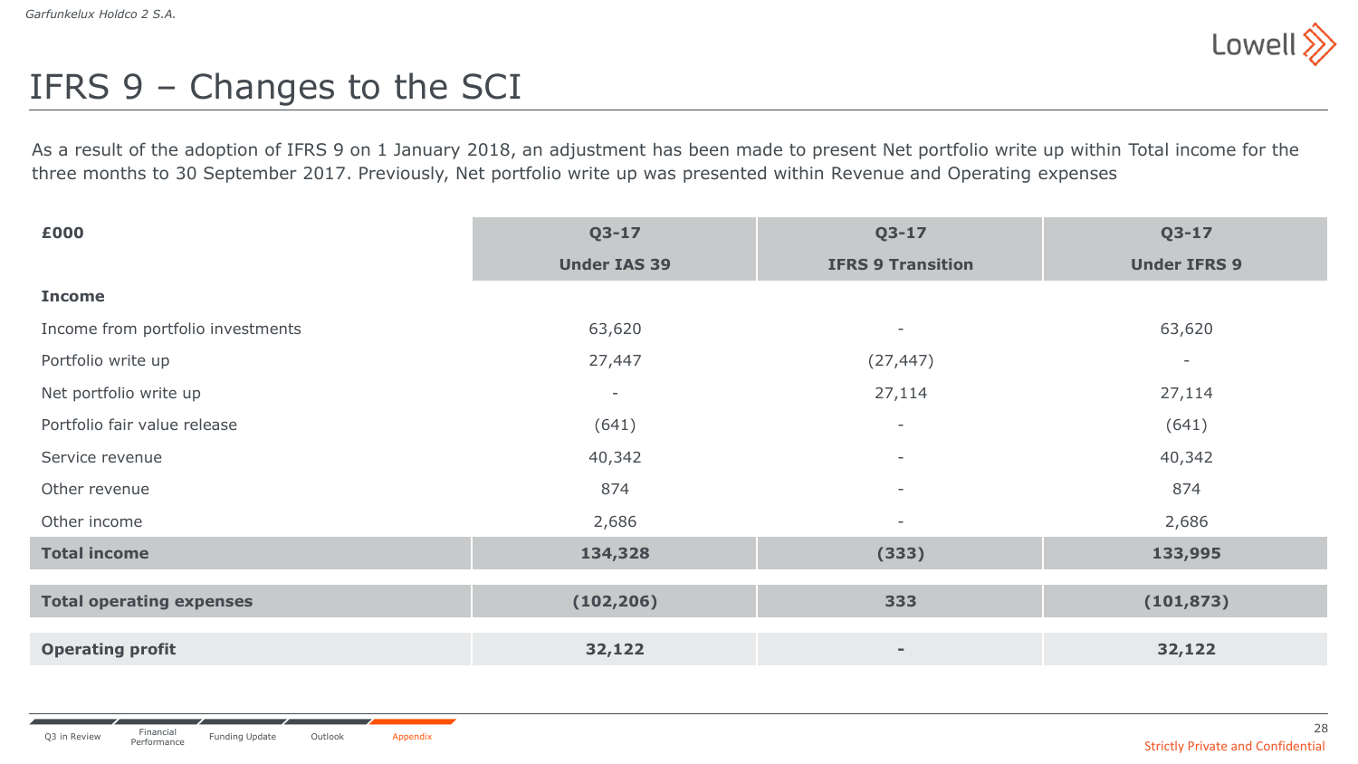# IFRS 9 – Changes to the SCI

As a result of the adoption of IFRS 9 on 1 January 2018, an adjustment has been made to present Net portfolio write up within Total income for the three months to 30 September 2017. Previously, Net portfolio write up was presented within Revenue and Operating expenses

| £000 | Q3-17 Under IAS 39 | Q3-17 IFRS 9 Transition | Q3-17 Under IFRS 9 |
|---|---|---|---|
| **Income** | | | |
| Income from portfolio investments | 63,620 | - | 63,620 |
| Portfolio write up | 27,447 | (27,447) | - |
| Net portfolio write up | - | 27,114 | 27,114 |
| Portfolio fair value release | (641) | - | (641) |
| Service revenue | 40,342 | - | 40,342 |
| Other revenue | 874 | - | 874 |
| Other income | 2,686 | - | 2,686 |
| **Total income** | **134,328** | **(333)** | **133,995** |
| **Total operating expenses** | **(102,206)** | **333** | **(101,873)** |
| **Operating profit** | **32,122** | **-** | **32,122** |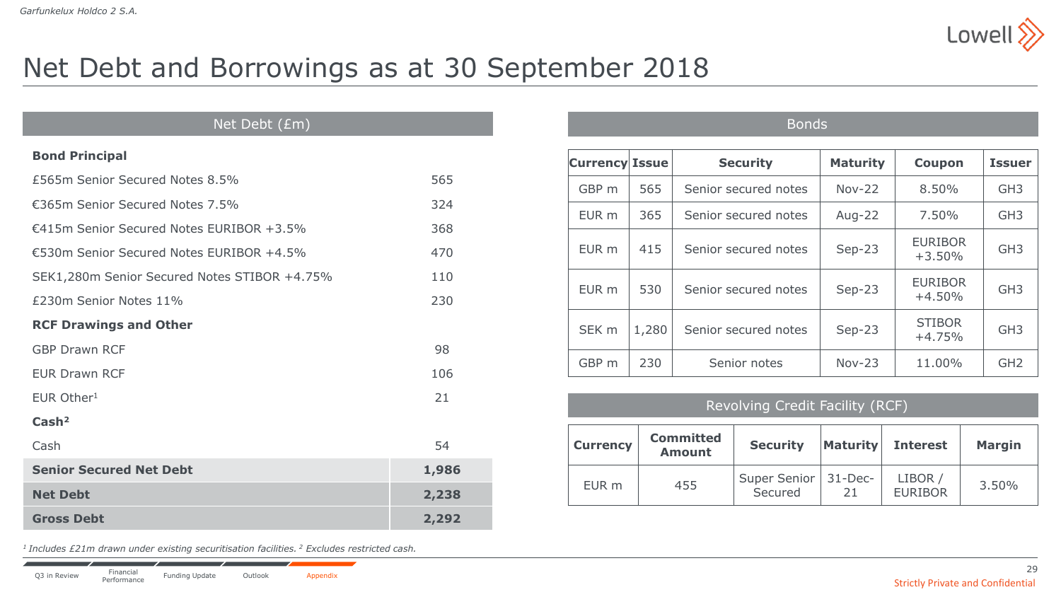# Net Debt and Borrowings as at 30 September 2018

| Net Debt (£m) | |
|---|---|
| **Bond Principal** | |
| £565m Senior Secured Notes 8.5% | 565 |
| €365m Senior Secured Notes 7.5% | 324 |
| €415m Senior Secured Notes EURIBOR +3.5% | 368 |
| €530m Senior Secured Notes EURIBOR +4.5% | 470 |
| SEK1,280m Senior Secured Notes STIBOR +4.75% | 110 |
| £230m Senior Notes 11% | 230 |
| **RCF Drawings and Other** | |
| GBP Drawn RCF | 98 |
| EUR Drawn RCF | 106 |
| EUR Other[1] | 21 |
| **Cash[2]** | |
| Cash | 54 |
| **Senior Secured Net Debt** | **1,986** |
| **Net Debt** | **2,238** |
| **Gross Debt** | **2,292** |

## Bonds

| Currency | Issue | Security | Maturity | Coupon | Issuer |
|---|---|---|---|---|---|
| GBP m | 565 | Senior secured notes | Nov-22 | 8.50% | GH3 |
| EUR m | 365 | Senior secured notes | Aug-22 | 7.50% | GH3 |
| EUR m | 415 | Senior secured notes | Sep-23 | EURIBOR +3.50% | GH3 |
| EUR m | 530 | Senior secured notes | Sep-23 | EURIBOR +4.50% | GH3 |
| SEK m | 1,280 | Senior secured notes | Sep-23 | STIBOR +4.75% | GH3 |
| GBP m | 230 | Senior notes | Nov-23 | 11.00% | GH2 |

## Revolving Credit Facility (RCF)

| Currency | Committed Amount | Security | Maturity | Interest | Margin |
|---|---|---|---|---|---|
| EUR m | 455 | Super Senior Secured | 31-Dec-21 | LIBOR / EURIBOR | 3.50% |

*[1] Includes £21m drawn under existing securitisation facilities. [2] Excludes restricted cash.*

Strictly Private and Confidential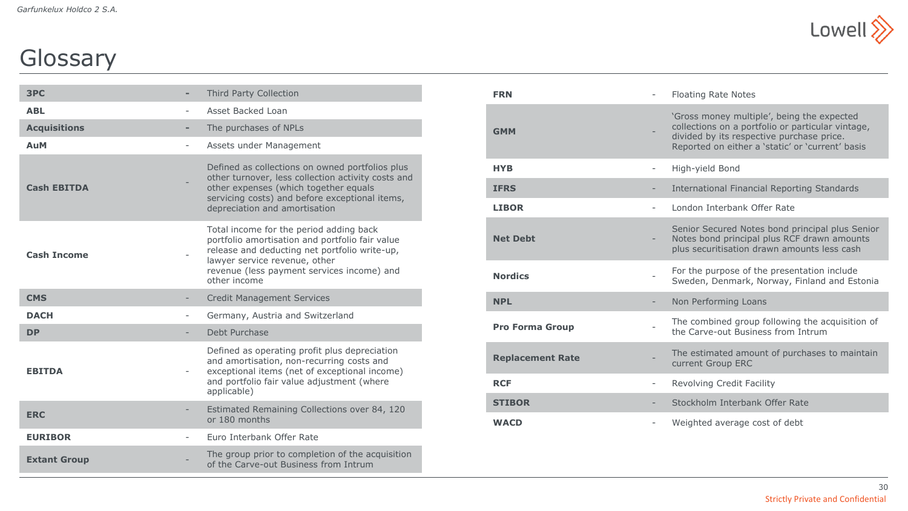# Glossary

| Term | | Definition |
|---|---|---|
| **3PC** | - | Third Party Collection |
| **ABL** | - | Asset Backed Loan |
| **Acquisitions** | - | The purchases of NPLs |
| **AuM** | - | Assets under Management |
| **Cash EBITDA** | - | Defined as collections on owned portfolios plus other turnover, less collection activity costs and other expenses (which together equals servicing costs) and before exceptional items, depreciation and amortisation |
| **Cash Income** | - | Total income for the period adding back portfolio amortisation and portfolio fair value release and deducting net portfolio write-up, lawyer service revenue, other revenue (less payment services income) and other income |
| **CMS** | - | Credit Management Services |
| **DACH** | - | Germany, Austria and Switzerland |
| **DP** | - | Debt Purchase |
| **EBITDA** | - | Defined as operating profit plus depreciation and amortisation, non-recurring costs and exceptional items (net of exceptional income) and portfolio fair value adjustment (where applicable) |
| **ERC** | - | Estimated Remaining Collections over 84, 120 or 180 months |
| **EURIBOR** | - | Euro Interbank Offer Rate |
| **Extant Group** | - | The group prior to completion of the acquisition of the Carve-out Business from Intrum |
| **FRN** | - | Floating Rate Notes |
| **GMM** | - | 'Gross money multiple', being the expected collections on a portfolio or particular vintage, divided by its respective purchase price. Reported on either a 'static' or 'current' basis |
| **HYB** | - | High-yield Bond |
| **IFRS** | - | International Financial Reporting Standards |
| **LIBOR** | - | London Interbank Offer Rate |
| **Net Debt** | - | Senior Secured Notes bond principal plus Senior Notes bond principal plus RCF drawn amounts plus securitisation drawn amounts less cash |
| **Nordics** | - | For the purpose of the presentation include Sweden, Denmark, Norway, Finland and Estonia |
| **NPL** | - | Non Performing Loans |
| **Pro Forma Group** | - | The combined group following the acquisition of the Carve-out Business from Intrum |
| **Replacement Rate** | - | The estimated amount of purchases to maintain current Group ERC |
| **RCF** | - | Revolving Credit Facility |
| **STIBOR** | - | Stockholm Interbank Offer Rate |
| **WACD** | - | Weighted average cost of debt |

Strictly Private and Confidential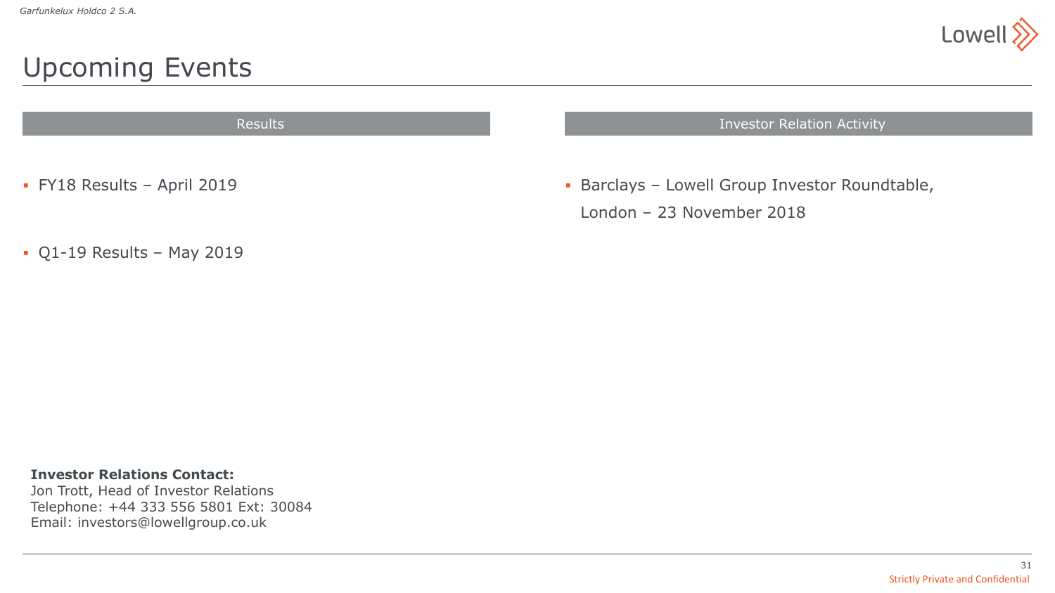# Upcoming Events

## Results

- FY18 Results – April 2019
- Q1-19 Results – May 2019

## Investor Relation Activity

- Barclays – Lowell Group Investor Roundtable, London – 23 November 2018

**Investor Relations Contact:**
Jon Trott, Head of Investor Relations
Telephone: +44 333 556 5801 Ext: 30084
Email: investors@lowellgroup.co.uk